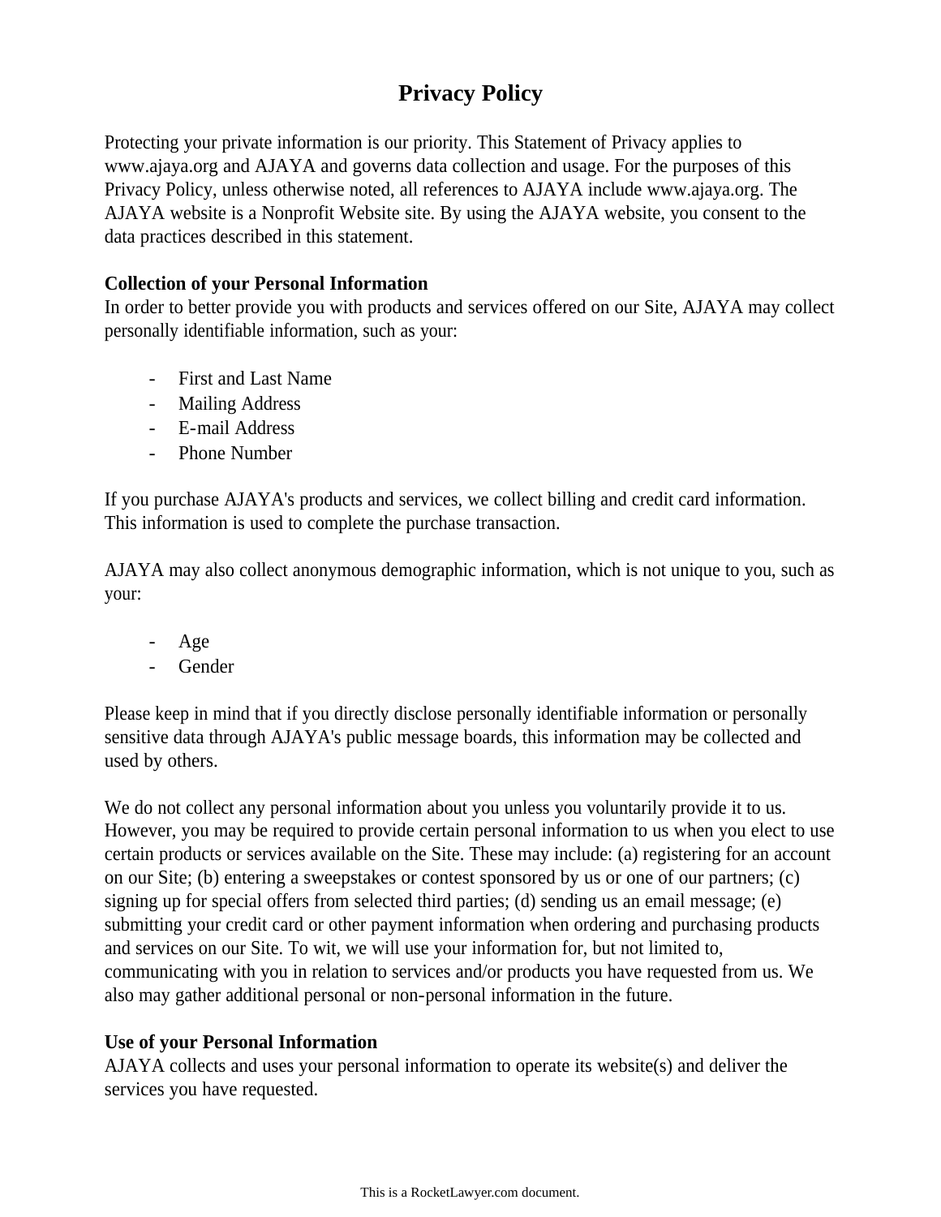# Privacy Policy

Protecting your private information is our priority. This Statement of Privacy applies to www.ajaya.org and AJAYA and governs data collection and usage. For the purposes of this Privacy Policy, unless otherwise noted, all references to AJAYA include www.ajaya.org. The AJAYA website is a Nonprofit Website site. By using the AJAYA website, you consent to the data practices described in this statement.

**Collection of your Personal Information**

In order to better provide you with products and services offered on our Site, AJAYA may collect personally identifiable information, such as your:

- First and Last Name
- Mailing Address
- E-mail Address
- Phone Number

If you purchase AJAYA's products and services, we collect billing and credit card information. This information is used to complete the purchase transaction.

AJAYA may also collect anonymous demographic information, which is not unique to you, such as your:

- Age
- Gender

Please keep in mind that if you directly disclose personally identifiable information or personally sensitive data through AJAYA's public message boards, this information may be collected and used by others.

We do not collect any personal information about you unless you voluntarily provide it to us. However, you may be required to provide certain personal information to us when you elect to use certain products or services available on the Site. These may include: (a) registering for an account on our Site; (b) entering a sweepstakes or contest sponsored by us or one of our partners; (c) signing up for special offers from selected third parties; (d) sending us an email message; (e) submitting your credit card or other payment information when ordering and purchasing products and services on our Site. To wit, we will use your information for, but not limited to, communicating with you in relation to services and/or products you have requested from us. We also may gather additional personal or non-personal information in the future.

**Use of your Personal Information**

AJAYA collects and uses your personal information to operate its website(s) and deliver the services you have requested.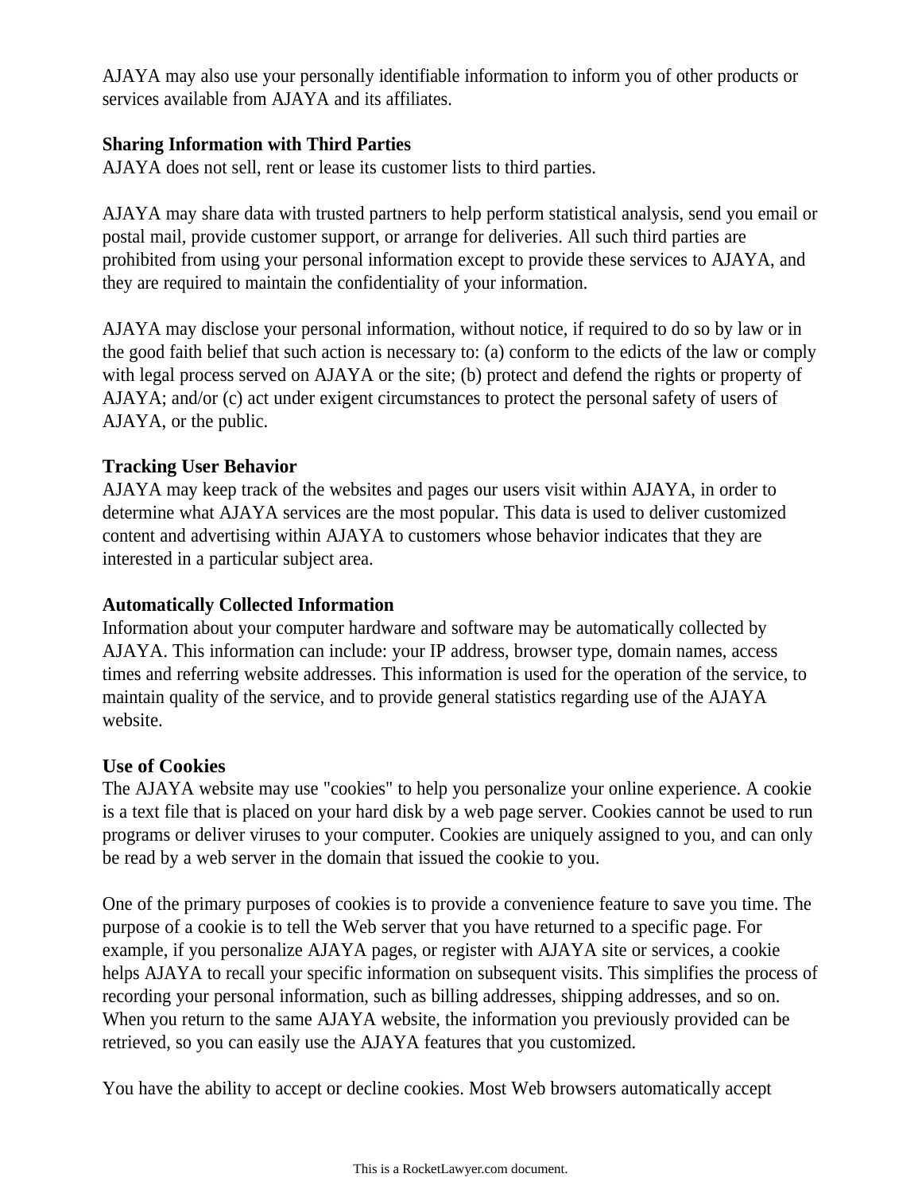AJAYA may also use your personally identifiable information to inform you of other products or services available from AJAYA and its affiliates.

**Sharing Information with Third Parties**

AJAYA does not sell, rent or lease its customer lists to third parties.

AJAYA may share data with trusted partners to help perform statistical analysis, send you email or postal mail, provide customer support, or arrange for deliveries. All such third parties are prohibited from using your personal information except to provide these services to AJAYA, and they are required to maintain the confidentiality of your information.

AJAYA may disclose your personal information, without notice, if required to do so by law or in the good faith belief that such action is necessary to: (a) conform to the edicts of the law or comply with legal process served on AJAYA or the site; (b) protect and defend the rights or property of AJAYA; and/or (c) act under exigent circumstances to protect the personal safety of users of AJAYA, or the public.

**Tracking User Behavior**

AJAYA may keep track of the websites and pages our users visit within AJAYA, in order to determine what AJAYA services are the most popular. This data is used to deliver customized content and advertising within AJAYA to customers whose behavior indicates that they are interested in a particular subject area.

**Automatically Collected Information**

Information about your computer hardware and software may be automatically collected by AJAYA. This information can include: your IP address, browser type, domain names, access times and referring website addresses. This information is used for the operation of the service, to maintain quality of the service, and to provide general statistics regarding use of the AJAYA website.

**Use of Cookies**

The AJAYA website may use "cookies" to help you personalize your online experience. A cookie is a text file that is placed on your hard disk by a web page server. Cookies cannot be used to run programs or deliver viruses to your computer. Cookies are uniquely assigned to you, and can only be read by a web server in the domain that issued the cookie to you.

One of the primary purposes of cookies is to provide a convenience feature to save you time. The purpose of a cookie is to tell the Web server that you have returned to a specific page. For example, if you personalize AJAYA pages, or register with AJAYA site or services, a cookie helps AJAYA to recall your specific information on subsequent visits. This simplifies the process of recording your personal information, such as billing addresses, shipping addresses, and so on. When you return to the same AJAYA website, the information you previously provided can be retrieved, so you can easily use the AJAYA features that you customized.

You have the ability to accept or decline cookies. Most Web browsers automatically accept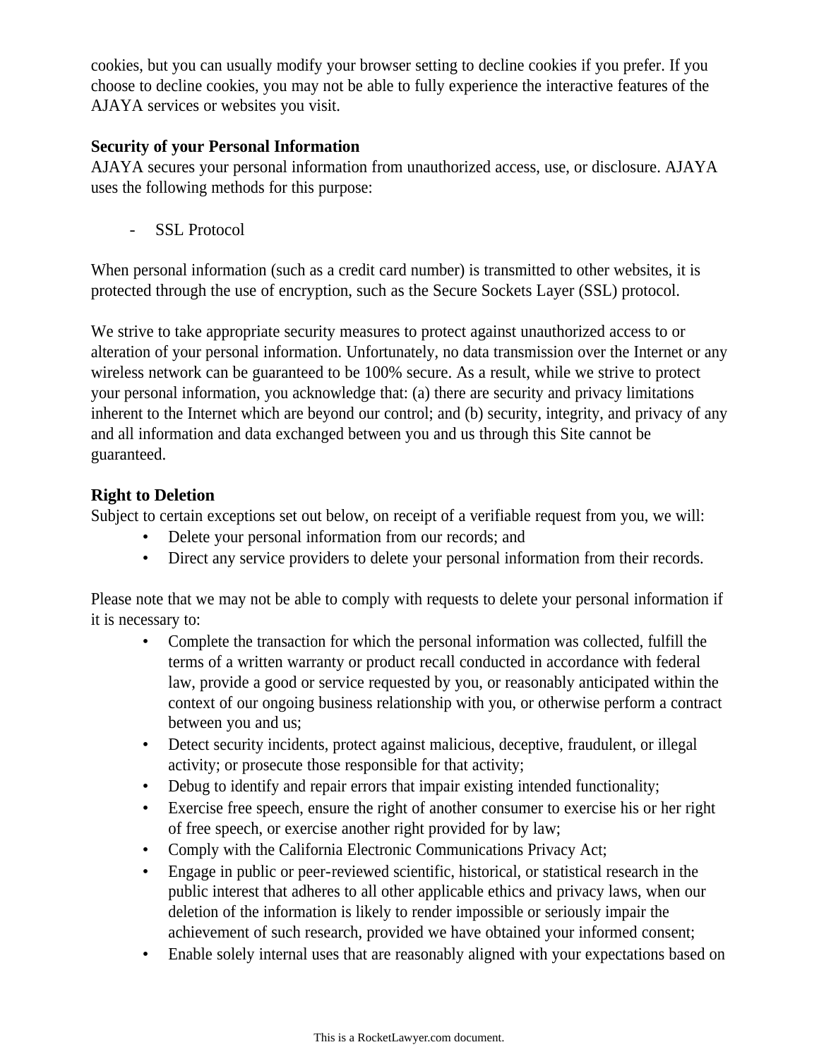cookies, but you can usually modify your browser setting to decline cookies if you prefer. If you choose to decline cookies, you may not be able to fully experience the interactive features of the AJAYA services or websites you visit.

**Security of your Personal Information**

AJAYA secures your personal information from unauthorized access, use, or disclosure. AJAYA uses the following methods for this purpose:

- SSL Protocol

When personal information (such as a credit card number) is transmitted to other websites, it is protected through the use of encryption, such as the Secure Sockets Layer (SSL) protocol.

We strive to take appropriate security measures to protect against unauthorized access to or alteration of your personal information. Unfortunately, no data transmission over the Internet or any wireless network can be guaranteed to be 100% secure. As a result, while we strive to protect your personal information, you acknowledge that: (a) there are security and privacy limitations inherent to the Internet which are beyond our control; and (b) security, integrity, and privacy of any and all information and data exchanged between you and us through this Site cannot be guaranteed.

**Right to Deletion**

Subject to certain exceptions set out below, on receipt of a verifiable request from you, we will:

- Delete your personal information from our records; and
- Direct any service providers to delete your personal information from their records.

Please note that we may not be able to comply with requests to delete your personal information if it is necessary to:

- Complete the transaction for which the personal information was collected, fulfill the terms of a written warranty or product recall conducted in accordance with federal law, provide a good or service requested by you, or reasonably anticipated within the context of our ongoing business relationship with you, or otherwise perform a contract between you and us;
- Detect security incidents, protect against malicious, deceptive, fraudulent, or illegal activity; or prosecute those responsible for that activity;
- Debug to identify and repair errors that impair existing intended functionality;
- Exercise free speech, ensure the right of another consumer to exercise his or her right of free speech, or exercise another right provided for by law;
- Comply with the California Electronic Communications Privacy Act;
- Engage in public or peer-reviewed scientific, historical, or statistical research in the public interest that adheres to all other applicable ethics and privacy laws, when our deletion of the information is likely to render impossible or seriously impair the achievement of such research, provided we have obtained your informed consent;
- Enable solely internal uses that are reasonably aligned with your expectations based on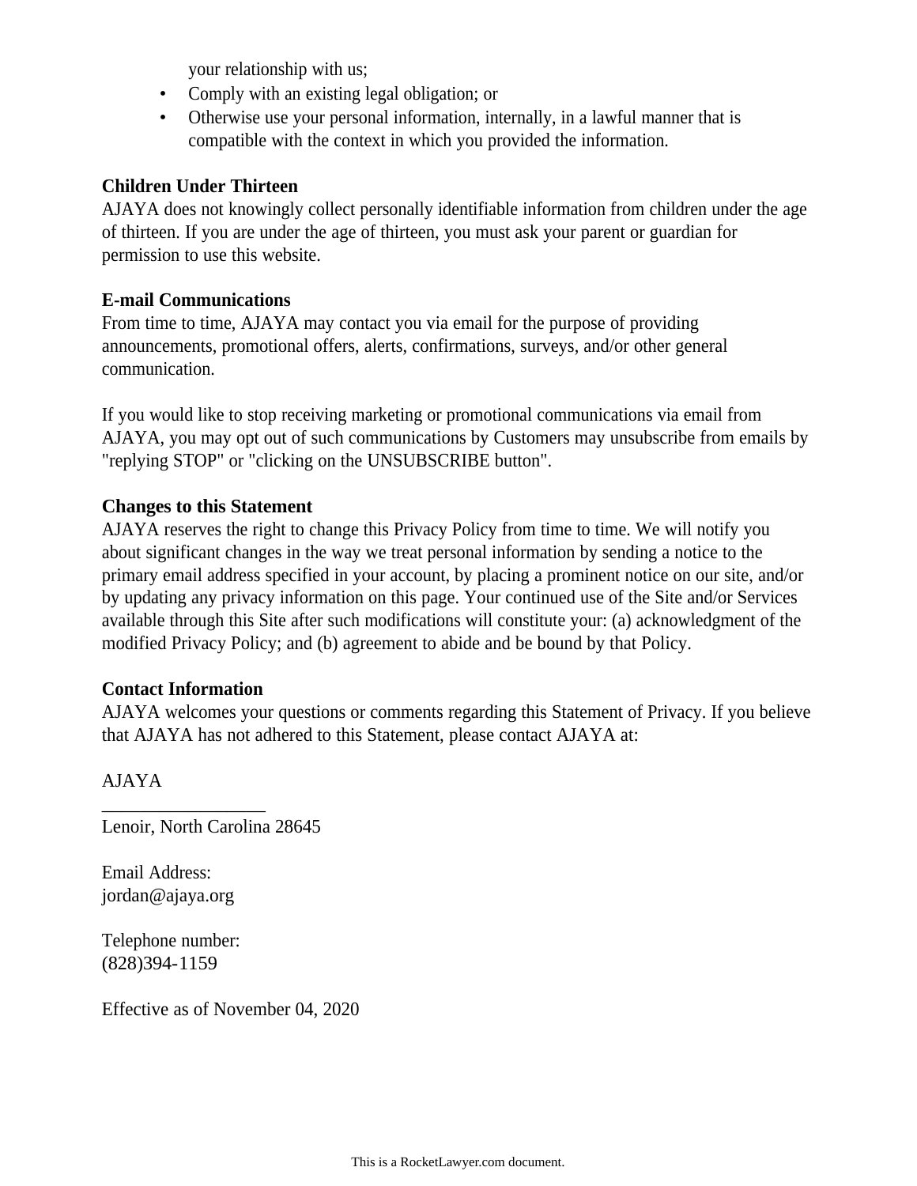your relationship with us;

- Comply with an existing legal obligation; or
- Otherwise use your personal information, internally, in a lawful manner that is compatible with the context in which you provided the information.

**Children Under Thirteen**
AJAYA does not knowingly collect personally identifiable information from children under the age of thirteen. If you are under the age of thirteen, you must ask your parent or guardian for permission to use this website.

**E-mail Communications**
From time to time, AJAYA may contact you via email for the purpose of providing announcements, promotional offers, alerts, confirmations, surveys, and/or other general communication.

If you would like to stop receiving marketing or promotional communications via email from AJAYA, you may opt out of such communications by Customers may unsubscribe from emails by "replying STOP" or "clicking on the UNSUBSCRIBE button".

**Changes to this Statement**
AJAYA reserves the right to change this Privacy Policy from time to time. We will notify you about significant changes in the way we treat personal information by sending a notice to the primary email address specified in your account, by placing a prominent notice on our site, and/or by updating any privacy information on this page. Your continued use of the Site and/or Services available through this Site after such modifications will constitute your: (a) acknowledgment of the modified Privacy Policy; and (b) agreement to abide and be bound by that Policy.

**Contact Information**
AJAYA welcomes your questions or comments regarding this Statement of Privacy. If you believe that AJAYA has not adhered to this Statement, please contact AJAYA at:

AJAYA
_________________
Lenoir, North Carolina 28645

Email Address:
jordan@ajaya.org

Telephone number:
(828)394-1159

Effective as of November 04, 2020

This is a RocketLawyer.com document.